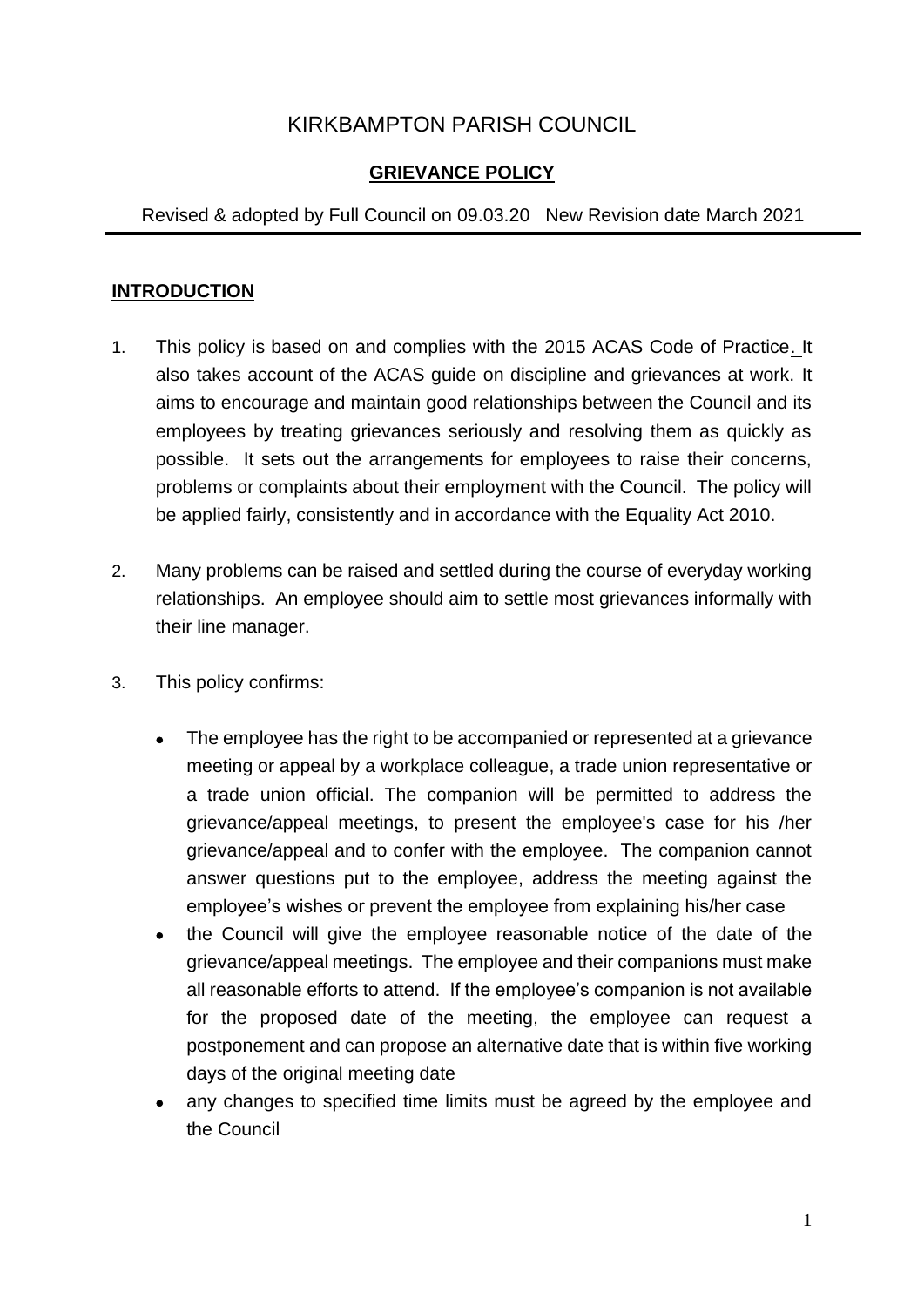# KIRKBAMPTON PARISH COUNCIL

## GRIEVANCE POLICY

Revised & adopted by Full Council on 09.03.20 New Revision date March 2021

---

### INTRODUCTION

1. This policy is based on and complies with the 2015 ACAS Code of Practice. It also takes account of the ACAS guide on discipline and grievances at work. It aims to encourage and maintain good relationships between the Council and its employees by treating grievances seriously and resolving them as quickly as possible. It sets out the arrangements for employees to raise their concerns, problems or complaints about their employment with the Council. The policy will be applied fairly, consistently and in accordance with the Equality Act 2010.

2. Many problems can be raised and settled during the course of everyday working relationships. An employee should aim to settle most grievances informally with their line manager.

3. This policy confirms:

   - The employee has the right to be accompanied or represented at a grievance meeting or appeal by a workplace colleague, a trade union representative or a trade union official. The companion will be permitted to address the grievance/appeal meetings, to present the employee's case for his /her grievance/appeal and to confer with the employee. The companion cannot answer questions put to the employee, address the meeting against the employee's wishes or prevent the employee from explaining his/her case
   - the Council will give the employee reasonable notice of the date of the grievance/appeal meetings. The employee and their companions must make all reasonable efforts to attend. If the employee's companion is not available for the proposed date of the meeting, the employee can request a postponement and can propose an alternative date that is within five working days of the original meeting date
   - any changes to specified time limits must be agreed by the employee and the Council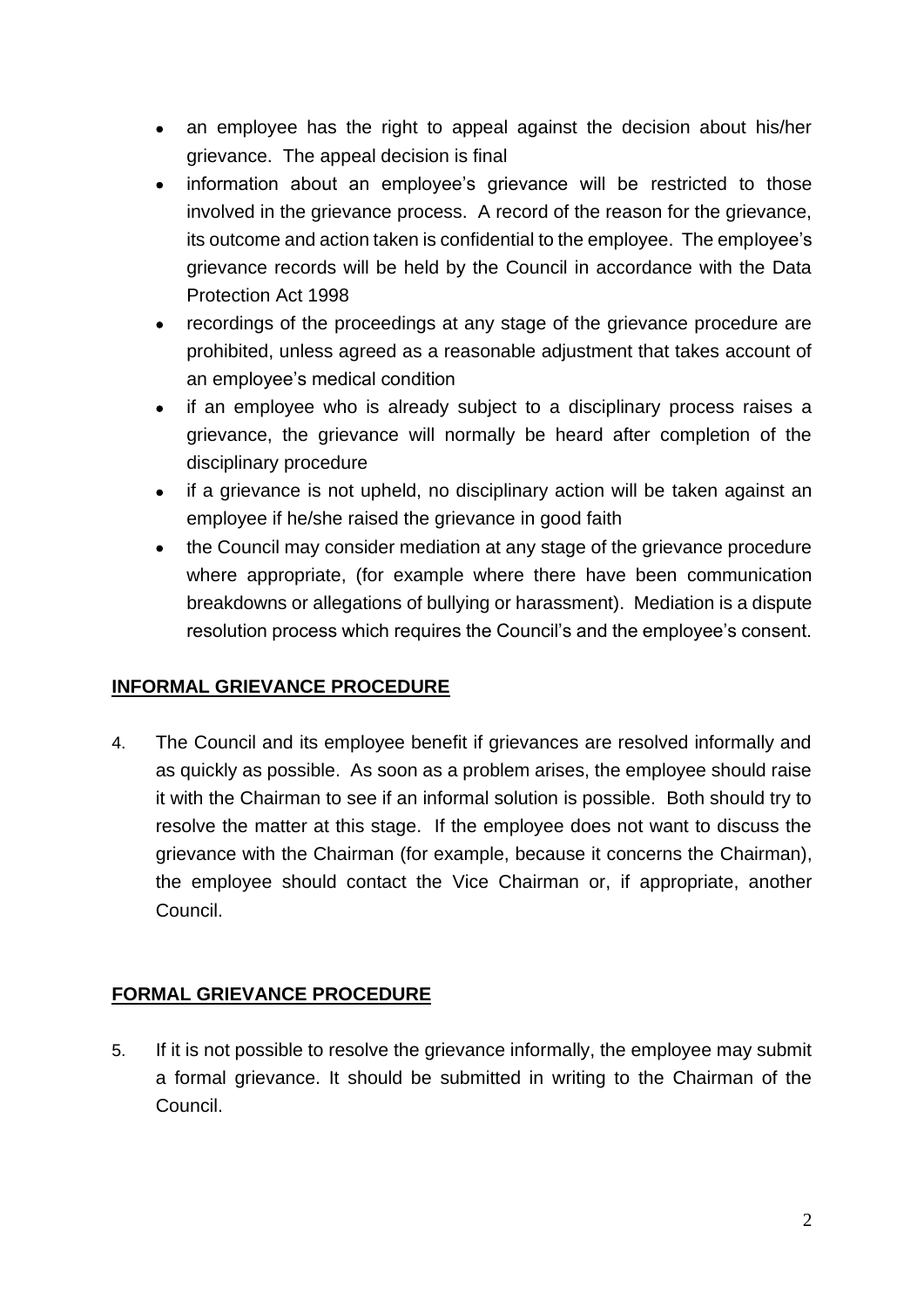- an employee has the right to appeal against the decision about his/her grievance. The appeal decision is final
- information about an employee's grievance will be restricted to those involved in the grievance process. A record of the reason for the grievance, its outcome and action taken is confidential to the employee. The employee's grievance records will be held by the Council in accordance with the Data Protection Act 1998
- recordings of the proceedings at any stage of the grievance procedure are prohibited, unless agreed as a reasonable adjustment that takes account of an employee's medical condition
- if an employee who is already subject to a disciplinary process raises a grievance, the grievance will normally be heard after completion of the disciplinary procedure
- if a grievance is not upheld, no disciplinary action will be taken against an employee if he/she raised the grievance in good faith
- the Council may consider mediation at any stage of the grievance procedure where appropriate, (for example where there have been communication breakdowns or allegations of bullying or harassment). Mediation is a dispute resolution process which requires the Council's and the employee's consent.

## INFORMAL GRIEVANCE PROCEDURE

4. The Council and its employee benefit if grievances are resolved informally and as quickly as possible. As soon as a problem arises, the employee should raise it with the Chairman to see if an informal solution is possible. Both should try to resolve the matter at this stage. If the employee does not want to discuss the grievance with the Chairman (for example, because it concerns the Chairman), the employee should contact the Vice Chairman or, if appropriate, another Council.

## FORMAL GRIEVANCE PROCEDURE

5. If it is not possible to resolve the grievance informally, the employee may submit a formal grievance. It should be submitted in writing to the Chairman of the Council.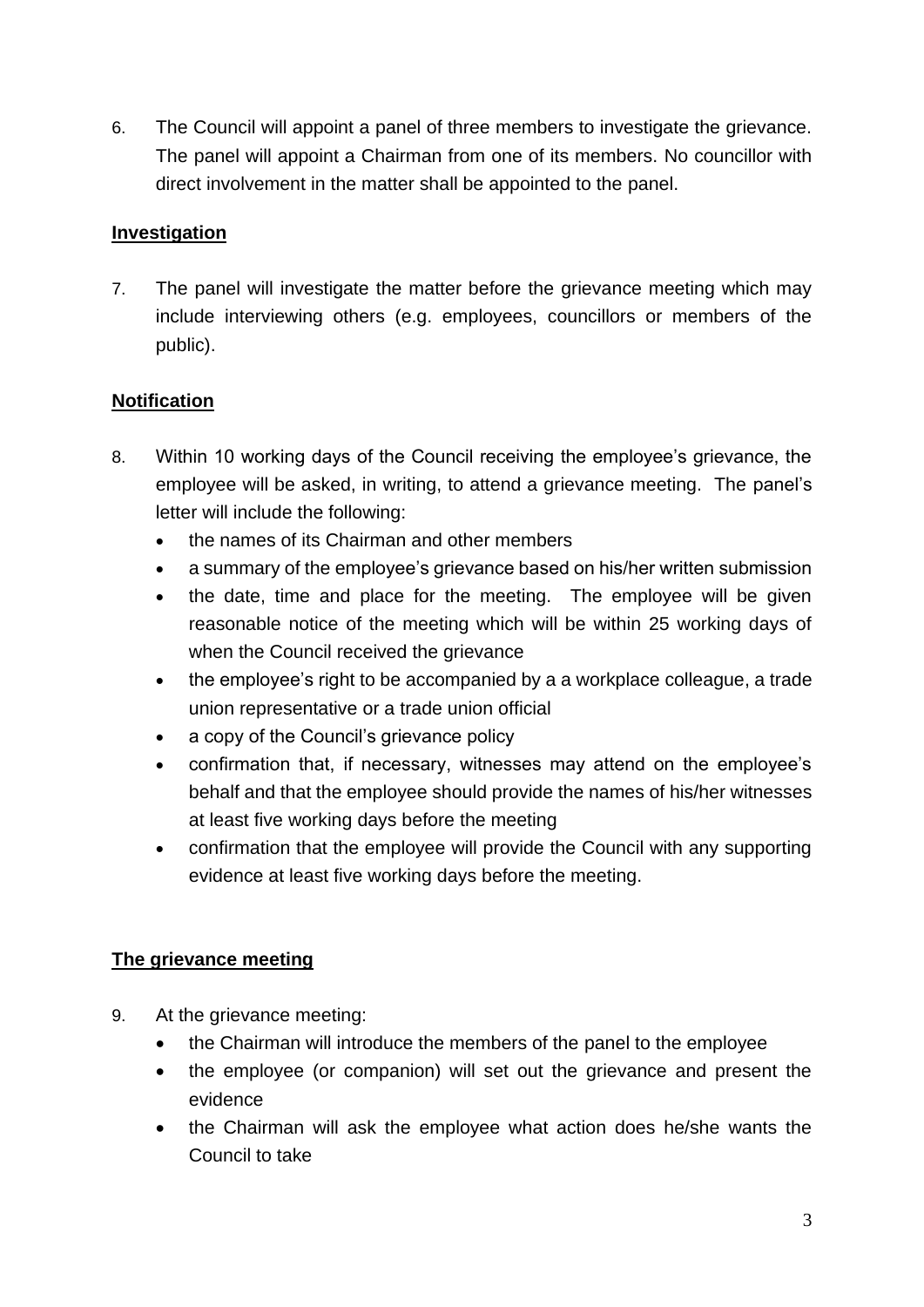6. The Council will appoint a panel of three members to investigate the grievance. The panel will appoint a Chairman from one of its members. No councillor with direct involvement in the matter shall be appointed to the panel.

## Investigation

7. The panel will investigate the matter before the grievance meeting which may include interviewing others (e.g. employees, councillors or members of the public).

## Notification

8. Within 10 working days of the Council receiving the employee's grievance, the employee will be asked, in writing, to attend a grievance meeting. The panel's letter will include the following:
   - the names of its Chairman and other members
   - a summary of the employee's grievance based on his/her written submission
   - the date, time and place for the meeting. The employee will be given reasonable notice of the meeting which will be within 25 working days of when the Council received the grievance
   - the employee's right to be accompanied by a a workplace colleague, a trade union representative or a trade union official
   - a copy of the Council's grievance policy
   - confirmation that, if necessary, witnesses may attend on the employee's behalf and that the employee should provide the names of his/her witnesses at least five working days before the meeting
   - confirmation that the employee will provide the Council with any supporting evidence at least five working days before the meeting.

## The grievance meeting

9. At the grievance meeting:
   - the Chairman will introduce the members of the panel to the employee
   - the employee (or companion) will set out the grievance and present the evidence
   - the Chairman will ask the employee what action does he/she wants the Council to take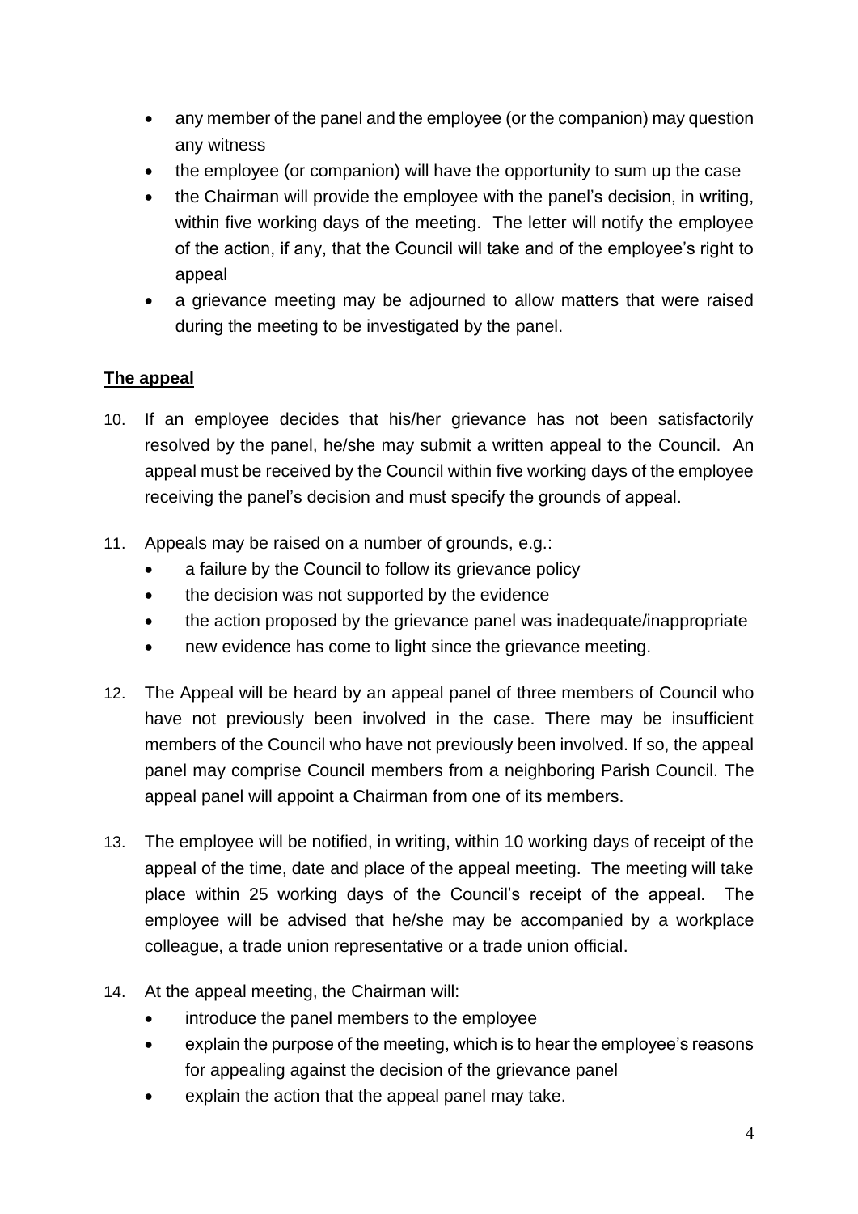- any member of the panel and the employee (or the companion) may question any witness
- the employee (or companion) will have the opportunity to sum up the case
- the Chairman will provide the employee with the panel's decision, in writing, within five working days of the meeting. The letter will notify the employee of the action, if any, that the Council will take and of the employee's right to appeal
- a grievance meeting may be adjourned to allow matters that were raised during the meeting to be investigated by the panel.

## The appeal

10. If an employee decides that his/her grievance has not been satisfactorily resolved by the panel, he/she may submit a written appeal to the Council. An appeal must be received by the Council within five working days of the employee receiving the panel's decision and must specify the grounds of appeal.

11. Appeals may be raised on a number of grounds, e.g.:
    - a failure by the Council to follow its grievance policy
    - the decision was not supported by the evidence
    - the action proposed by the grievance panel was inadequate/inappropriate
    - new evidence has come to light since the grievance meeting.

12. The Appeal will be heard by an appeal panel of three members of Council who have not previously been involved in the case. There may be insufficient members of the Council who have not previously been involved. If so, the appeal panel may comprise Council members from a neighboring Parish Council. The appeal panel will appoint a Chairman from one of its members.

13. The employee will be notified, in writing, within 10 working days of receipt of the appeal of the time, date and place of the appeal meeting. The meeting will take place within 25 working days of the Council's receipt of the appeal. The employee will be advised that he/she may be accompanied by a workplace colleague, a trade union representative or a trade union official.

14. At the appeal meeting, the Chairman will:
    - introduce the panel members to the employee
    - explain the purpose of the meeting, which is to hear the employee's reasons for appealing against the decision of the grievance panel
    - explain the action that the appeal panel may take.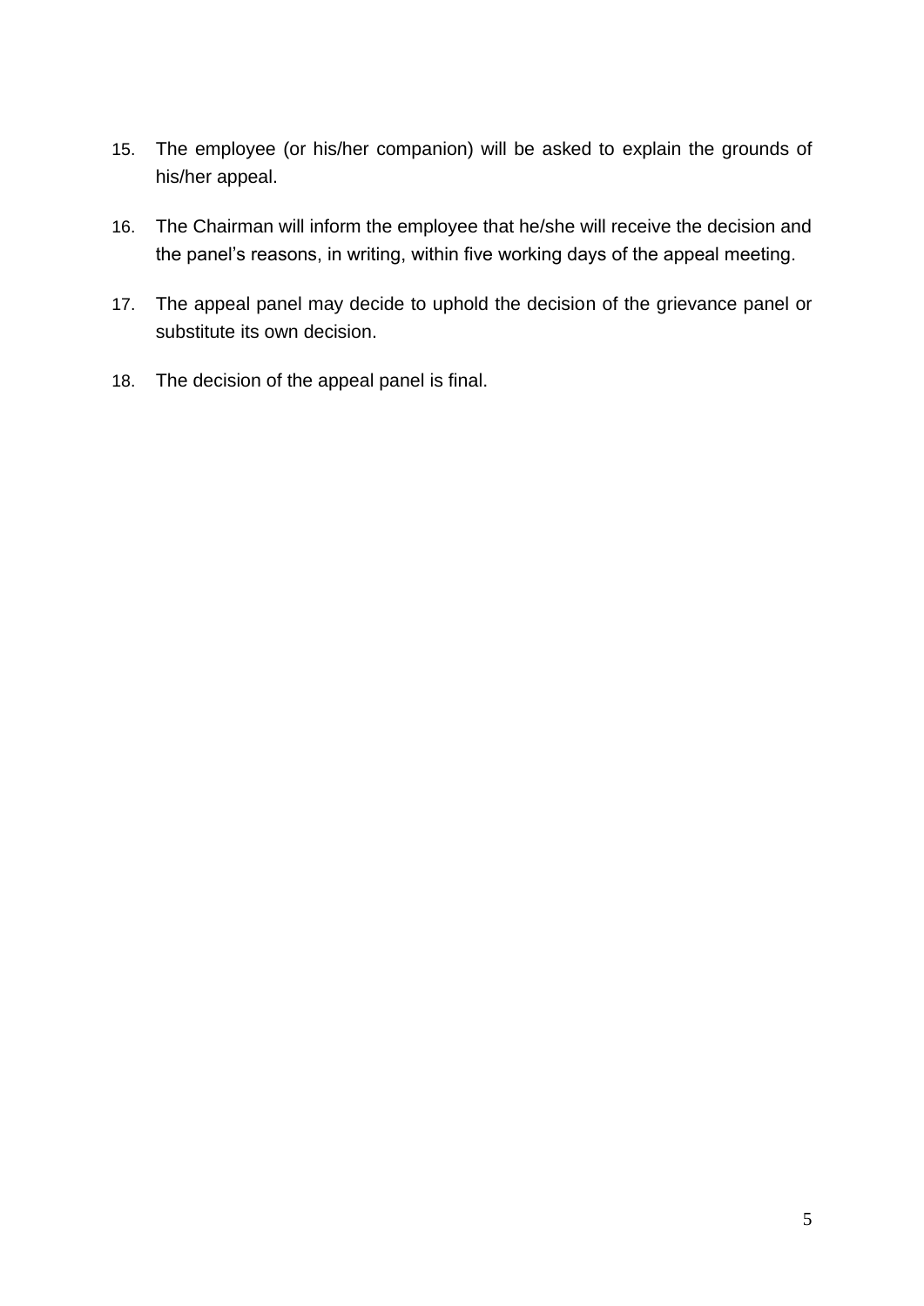15. The employee (or his/her companion) will be asked to explain the grounds of his/her appeal.

16. The Chairman will inform the employee that he/she will receive the decision and the panel's reasons, in writing, within five working days of the appeal meeting.

17. The appeal panel may decide to uphold the decision of the grievance panel or substitute its own decision.

18. The decision of the appeal panel is final.